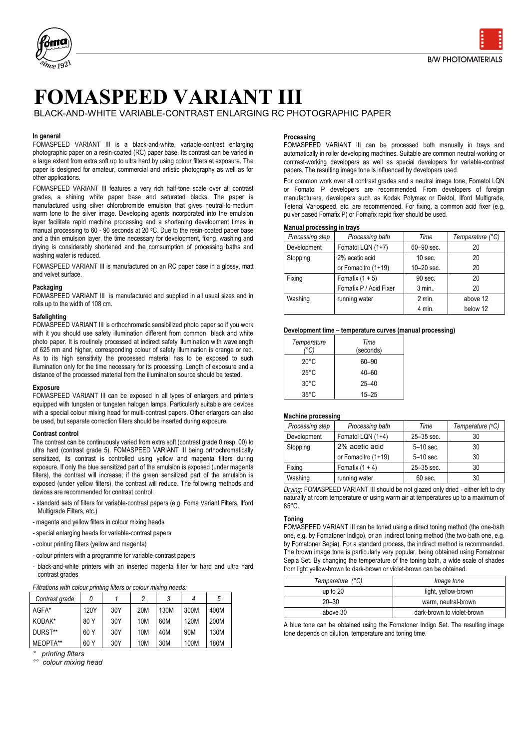# FOMASPEED VARIANT III

BLACK-AND-WHITE VARIABLE-CONTRAST ENLARGING RC PHOTOGRAPHIC PAPER

### In general

FOMASPEED VARIANT III is a black-and-white, variable-contrast enlarging photographic paper on a resin-coated (RC) paper base. Its contrast can be varied in a large extent from extra soft up to ultra hard by using colour filters at exposure. The paper is designed for amateur, commercial and artistic photography as well as for other applications.

FOMASPEED VARIANT III features a very rich half-tone scale over all contrast grades, a shining white paper base and saturated blacks. The paper is manufactured using silver chlorobromide emulsion that gives neutral-to-medium warm tone to the silver image. Developing agents incorporated into the emulsion layer facilitate rapid machine processing and a shortening development times in manual processing to 60 - 90 seconds at 20 °C. Due to the resin-coated paper base and a thin emulsion layer, the time necessary for development, fixing, washing and drying is considerably shortened and the comsumption of processing baths and washing water is reduced.

FOMASPEED VARIANT III is manufactured on an RC paper base in a glossy, matt and velvet surface.

### Packaging

FOMASPEED VARIANT III is manufactured and supplied in all usual sizes and in rolls up to the width of 108 cm.

### Safelighting

FOMASPEED VARIANT III is orthochromatic sensibilized photo paper so if you work with it you should use safety illumination different from common black and white photo paper. It is routinely processed at indirect safety illumination with wavelength of 625 nm and higher, corresponding colour of safety illumination is orange or red. As to its high sensitivity the processed material has to be exposed to such illumination only for the time necessary for its processing. Length of exposure and a distance of the processed material from the illumination source should be tested.

### Exposure

FOMASPEED VARIANT III can be exposed in all types of enlargers and printers equipped with tungsten or tungsten halogen lamps. Particularly suitable are devices with a special colour mixing head for multi-contrast papers. Other erlargers can also be used, but separate correction filters should be inserted during exposure.

### Contrast control

The contrast can be continuously varied from extra soft (contrast grade 0 resp. 00) to ultra hard (contrast grade 5). FOMASPEED VARIANT III being orthochromatically sensitized, its contrast is controlled using yellow and magenta filters during exposure. If only the blue sensitized part of the emulsion is exposed (under magenta filters), the contrast will increase; if the green sensitized part of the emulsion is exposed (under yellow filters), the contrast will reduce. The following methods and devices are recommended for contrast control:

- standard sets of filters for variable-contrast papers (e.g. Foma Variant Filters, Ilford Multigrade Filters, etc.)
- magenta and yellow filters in colour mixing heads
- special enlarging heads for variable-contrast papers
- colour printing filters (yellow and magenta)
- colour printers with a programme for variable-contrast papers
- black-and-white printers with an inserted magenta filter for hard and ultra hard contrast grades

*Filtrations with colour printing filters or colour mixing heads:*

| Contrast grade | 0 | 1 | 2 | 3 | 4 | 5 |
|---|---|---|---|---|---|---|
| AGFA* | 120Y | 30Y | 20M | 130M | 300M | 400M |
| KODAK* | 80 Y | 30Y | 10M | 60M | 120M | 200M |
| DURST** | 60 Y | 30Y | 10M | 40M | 90M | 130M |
| MEOPTA** | 60 Y | 30Y | 10M | 30M | 100M | 180M |

*° printing filters*
*°° colour mixing head*

### Processing

FOMASPEED VARIANT III can be processed both manually in trays and automatically in roller developing machines. Suitable are common neutral-working or contrast-working developers as well as special developers for variable-contrast papers. The resulting image tone is influenced by developers used.

For common work over all contrast grades and a neutral image tone, Fomatol LQN or Fomatol P developers are recommended. From developers of foreign manufacturers, developers such as Kodak Polymax or Dektol, Ilford Multigrade, Tetenal Variospeed, etc. are recommended. For fixing, a common acid fixer (e.g. pulver based Fomafix P) or Fomafix rapid fixer should be used.

#### Manual processing in trays

| Processing step | Processing bath | Time | Temperature (°C) |
|---|---|---|---|
| Development | Fomatol LQN (1+7) | 60–90 sec. | 20 |
| Stopping | 2% acetic acid | 10 sec. | 20 |
| | or Fomacitro (1+19) | 10–20 sec. | 20 |
| Fixing | Fomafix (1 + 5) | 90 sec. | 20 |
| | Fomafix P / Acid Fixer | 3 min.. | 20 |
| Washing | running water | 2 min. | above 12 |
| | | 4 min. | below 12 |

#### Development time – temperature curves (manual processing)

| Temperature (°C) | Time (seconds) |
|---|---|
| 20°C | 60–90 |
| 25°C | 40–60 |
| 30°C | 25–40 |
| 35°C | 15–25 |

#### Machine processing

| Processing step | Processing bath | Time | Temperature (°C) |
|---|---|---|---|
| Development | Fomatol LQN (1+4) | 25–35 sec. | 30 |
| Stopping | 2% acetic acid | 5–10 sec. | 30 |
| | or Fomacitro (1+19) | 5–10 sec. | 30 |
| Fixing | Fomafix (1 + 4) | 25–35 sec. | 30 |
| Washing | running water | 60 sec. | 30 |

*Drying*: FOMASPEED VARIANT III should be not glazed only dried - either left to dry naturally at room temperature or using warm air at temperatures up to a maximum of 85°C.

### Toning

FOMASPEED VARIANT III can be toned using a direct toning method (the one-bath one, e.g. by Fomatoner Indigo), or an indirect toning method (the two-bath one, e.g. by Fomatoner Sepia). For a standard process, the indirect method is recommended. The brown image tone is particularly very popular, being obtained using Fomatoner Sepia Set. By changing the temperature of the toning bath, a wide scale of shades from light yellow-brown to dark-brown or violet-brown can be obtained.

| Temperature (°C) | Image tone |
|---|---|
| up to 20 | light, yellow-brown |
| 20–30 | warm, neutral-brown |
| above 30 | dark-brown to violet-brown |

A blue tone can be obtained using the Fomatoner Indigo Set. The resulting image tone depends on dilution, temperature and toning time.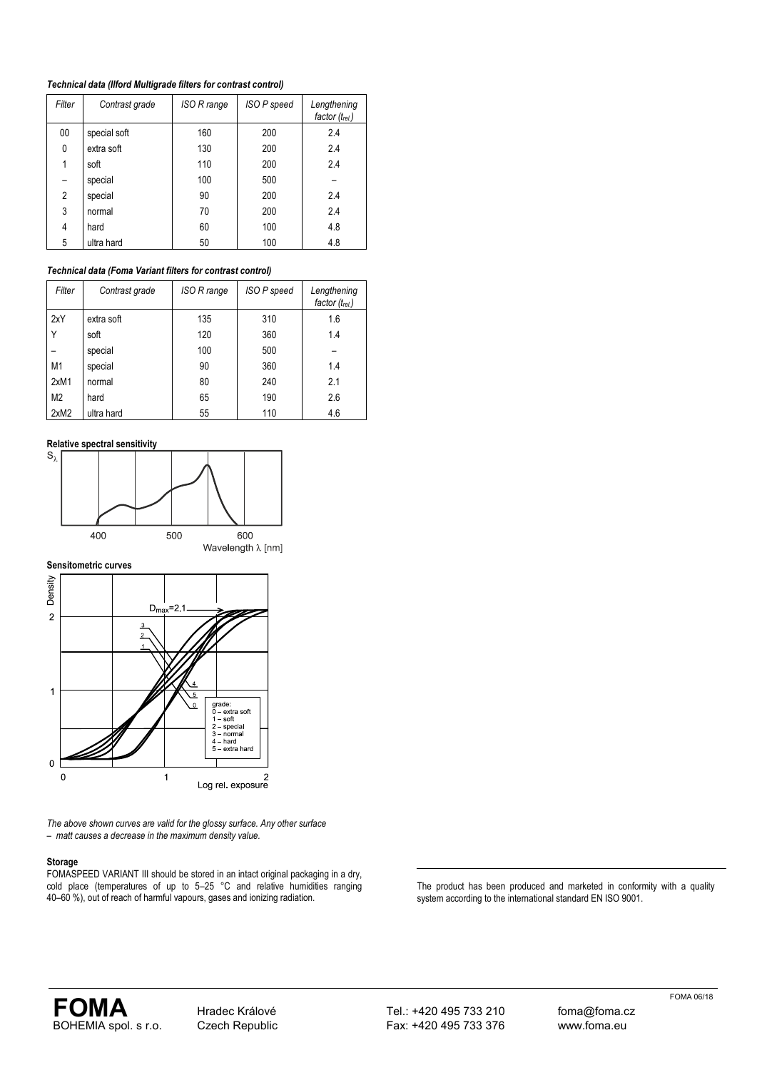***Technical data (Ilford Multigrade filters for contrast control)***

| Filter | Contrast grade | ISO R range | ISO P speed | Lengthening factor ($t_{rel.}$) |
|---|---|---|---|---|
| 00 | special soft | 160 | 200 | 2.4 |
| 0 | extra soft | 130 | 200 | 2.4 |
| 1 | soft | 110 | 200 | 2.4 |
| – | special | 100 | 500 | – |
| 2 | special | 90 | 200 | 2.4 |
| 3 | normal | 70 | 200 | 2.4 |
| 4 | hard | 60 | 100 | 4.8 |
| 5 | ultra hard | 50 | 100 | 4.8 |

***Technical data (Foma Variant filters for contrast control)***

| Filter | Contrast grade | ISO R range | ISO P speed | Lengthening factor ($t_{rel.}$) |
|---|---|---|---|---|
| 2xY | extra soft | 135 | 310 | 1.6 |
| Y | soft | 120 | 360 | 1.4 |
| – | special | 100 | 500 | – |
| M1 | special | 90 | 360 | 1.4 |
| 2xM1 | normal | 80 | 240 | 2.1 |
| M2 | hard | 65 | 190 | 2.6 |
| 2xM2 | ultra hard | 55 | 110 | 4.6 |

**Relative spectral sensitivity**

$S_\lambda$

400 500 600

Wavelength λ [nm]

**Sensitometric curves**

Density

0 1 2

$D_{max}$=2,1

3 2 1 4 5 0

grade:
0 – extra soft
1 – soft
2 – special
3 – normal
4 – hard
5 – extra hard

0 1 2

Log rel. exposure

*The above shown curves are valid for the glossy surface. Any other surface – matt causes a decrease in the maximum density value.*

**Storage**

FOMASPEED VARIANT III should be stored in an intact original packaging in a dry, cold place (temperatures of up to 5–25 °C and relative humidities ranging 40–60 %), out of reach of harmful vapours, gases and ionizing radiation.

The product has been produced and marketed in conformity with a quality system according to the international standard EN ISO 9001.

**FOMA** BOHEMIA spol. s r.o.    Hradec Králové Czech Republic    Tel.: +420 495 733 210 Fax: +420 495 733 376    foma@foma.cz www.foma.eu

FOMA 06/18